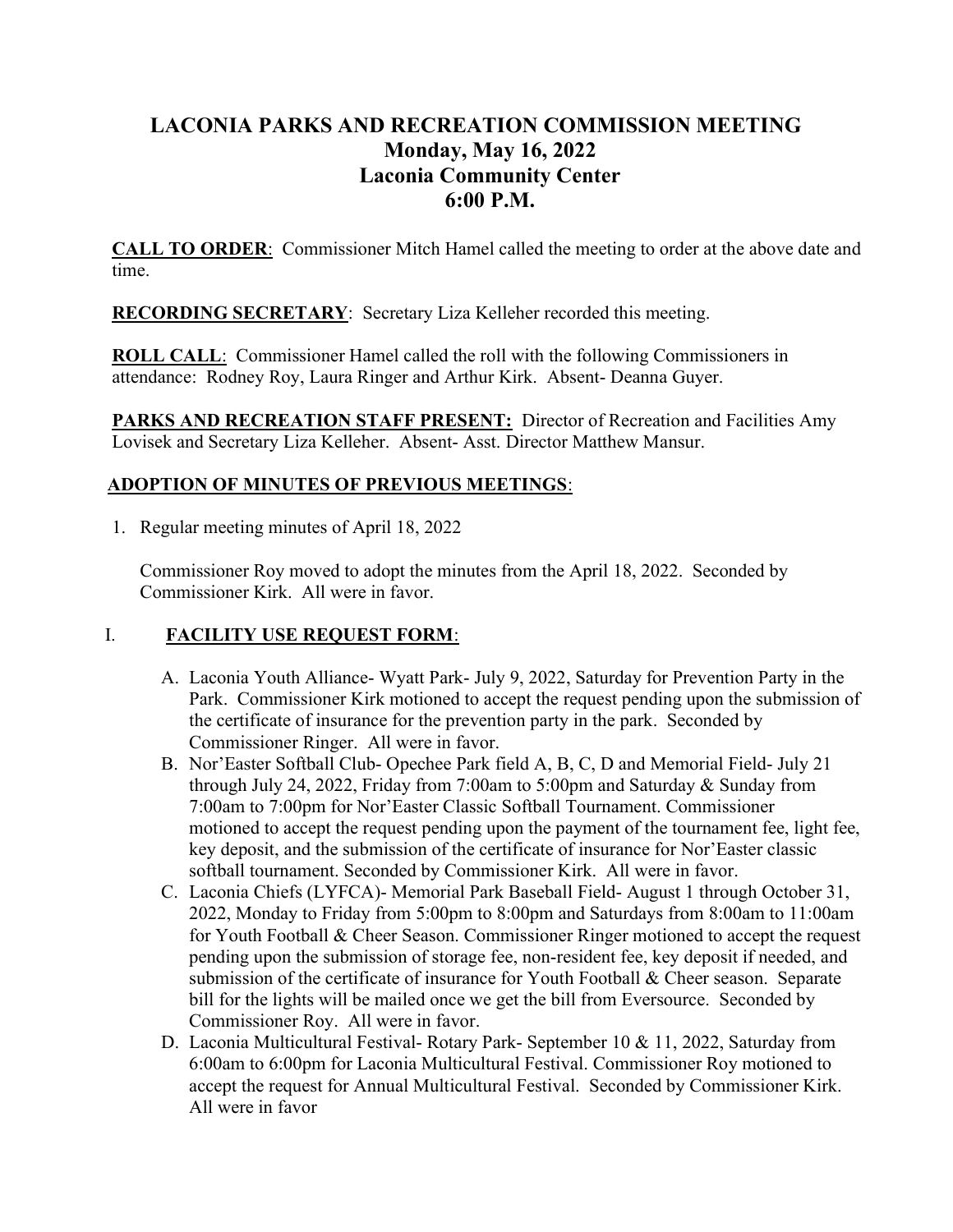# LACONIA PARKS AND RECREATION COMMISSION MEETING
## Monday, May 16, 2022
## Laconia Community Center
## 6:00 P.M.

**CALL TO ORDER**: Commissioner Mitch Hamel called the meeting to order at the above date and time.

**RECORDING SECRETARY**: Secretary Liza Kelleher recorded this meeting.

**ROLL CALL**: Commissioner Hamel called the roll with the following Commissioners in attendance: Rodney Roy, Laura Ringer and Arthur Kirk. Absent- Deanna Guyer.

**PARKS AND RECREATION STAFF PRESENT:** Director of Recreation and Facilities Amy Lovisek and Secretary Liza Kelleher. Absent- Asst. Director Matthew Mansur.

**ADOPTION OF MINUTES OF PREVIOUS MEETINGS**:

1. Regular meeting minutes of April 18, 2022

   Commissioner Roy moved to adopt the minutes from the April 18, 2022. Seconded by Commissioner Kirk. All were in favor.

I. **FACILITY USE REQUEST FORM**:

   A. Laconia Youth Alliance- Wyatt Park- July 9, 2022, Saturday for Prevention Party in the Park. Commissioner Kirk motioned to accept the request pending upon the submission of the certificate of insurance for the prevention party in the park. Seconded by Commissioner Ringer. All were in favor.
   B. Nor'Easter Softball Club- Opechee Park field A, B, C, D and Memorial Field- July 21 through July 24, 2022, Friday from 7:00am to 5:00pm and Saturday & Sunday from 7:00am to 7:00pm for Nor'Easter Classic Softball Tournament. Commissioner motioned to accept the request pending upon the payment of the tournament fee, light fee, key deposit, and the submission of the certificate of insurance for Nor'Easter classic softball tournament. Seconded by Commissioner Kirk. All were in favor.
   C. Laconia Chiefs (LYFCA)- Memorial Park Baseball Field- August 1 through October 31, 2022, Monday to Friday from 5:00pm to 8:00pm and Saturdays from 8:00am to 11:00am for Youth Football & Cheer Season. Commissioner Ringer motioned to accept the request pending upon the submission of storage fee, non-resident fee, key deposit if needed, and submission of the certificate of insurance for Youth Football & Cheer season. Separate bill for the lights will be mailed once we get the bill from Eversource. Seconded by Commissioner Roy. All were in favor.
   D. Laconia Multicultural Festival- Rotary Park- September 10 & 11, 2022, Saturday from 6:00am to 6:00pm for Laconia Multicultural Festival. Commissioner Roy motioned to accept the request for Annual Multicultural Festival. Seconded by Commissioner Kirk. All were in favor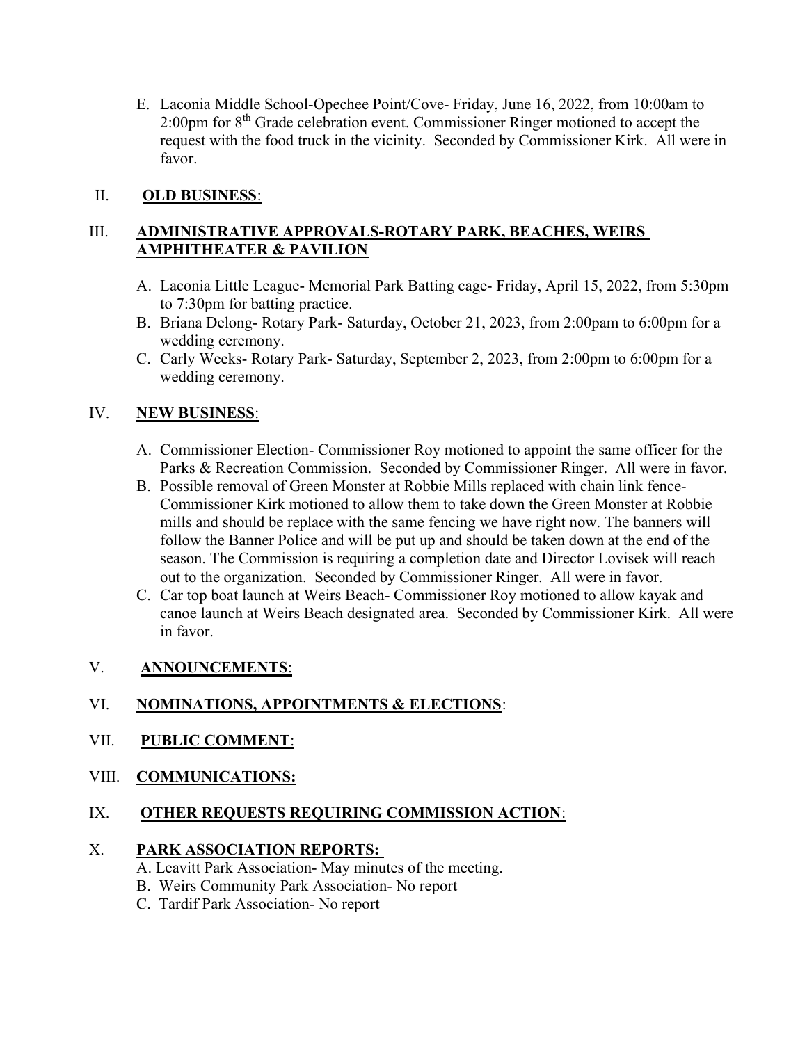E. Laconia Middle School-Opechee Point/Cove- Friday, June 16, 2022, from 10:00am to 2:00pm for 8th Grade celebration event. Commissioner Ringer motioned to accept the request with the food truck in the vicinity. Seconded by Commissioner Kirk. All were in favor.

II. **OLD BUSINESS**:

III. **ADMINISTRATIVE APPROVALS-ROTARY PARK, BEACHES, WEIRS AMPHITHEATER & PAVILION**

A. Laconia Little League- Memorial Park Batting cage- Friday, April 15, 2022, from 5:30pm to 7:30pm for batting practice.
B. Briana Delong- Rotary Park- Saturday, October 21, 2023, from 2:00pam to 6:00pm for a wedding ceremony.
C. Carly Weeks- Rotary Park- Saturday, September 2, 2023, from 2:00pm to 6:00pm for a wedding ceremony.

IV. **NEW BUSINESS**:

A. Commissioner Election- Commissioner Roy motioned to appoint the same officer for the Parks & Recreation Commission. Seconded by Commissioner Ringer. All were in favor.
B. Possible removal of Green Monster at Robbie Mills replaced with chain link fence- Commissioner Kirk motioned to allow them to take down the Green Monster at Robbie mills and should be replace with the same fencing we have right now. The banners will follow the Banner Police and will be put up and should be taken down at the end of the season. The Commission is requiring a completion date and Director Lovisek will reach out to the organization. Seconded by Commissioner Ringer. All were in favor.
C. Car top boat launch at Weirs Beach- Commissioner Roy motioned to allow kayak and canoe launch at Weirs Beach designated area. Seconded by Commissioner Kirk. All were in favor.

V. **ANNOUNCEMENTS**:

VI. **NOMINATIONS, APPOINTMENTS & ELECTIONS**:

VII. **PUBLIC COMMENT**:

VIII. **COMMUNICATIONS:**

IX. **OTHER REQUESTS REQUIRING COMMISSION ACTION**:

X. **PARK ASSOCIATION REPORTS:**

A. Leavitt Park Association- May minutes of the meeting.
B. Weirs Community Park Association- No report
C. Tardif Park Association- No report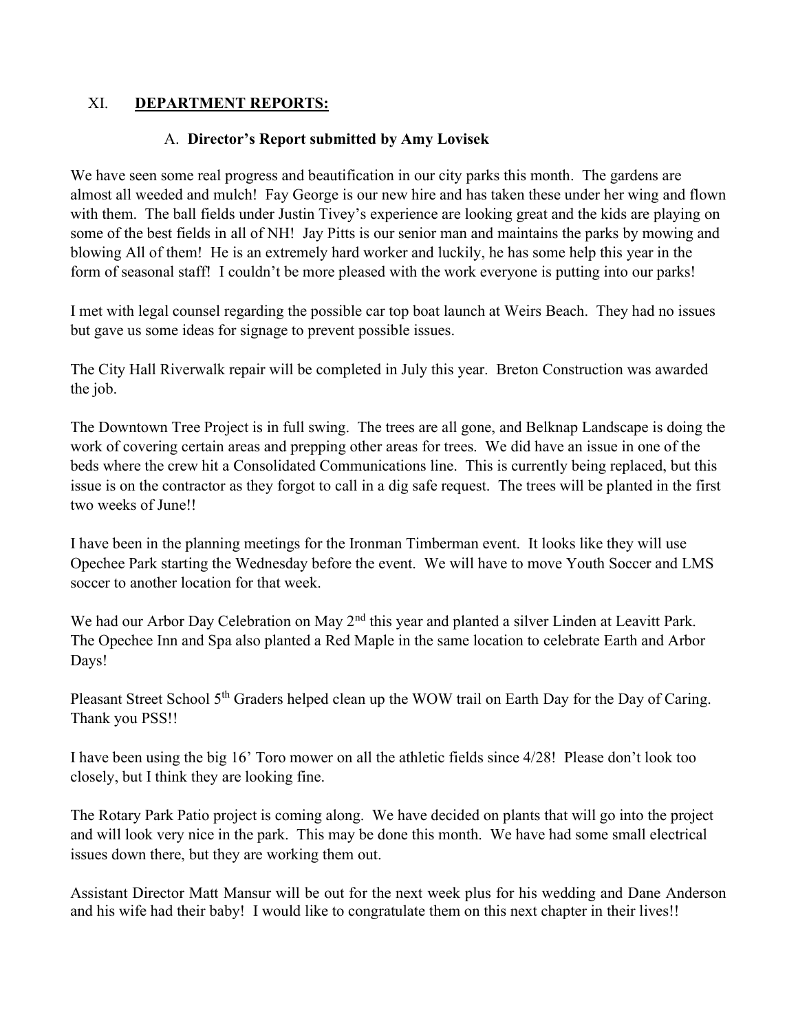## XI. DEPARTMENT REPORTS:

### A. Director's Report submitted by Amy Lovisek

We have seen some real progress and beautification in our city parks this month. The gardens are almost all weeded and mulch! Fay George is our new hire and has taken these under her wing and flown with them. The ball fields under Justin Tivey's experience are looking great and the kids are playing on some of the best fields in all of NH! Jay Pitts is our senior man and maintains the parks by mowing and blowing All of them! He is an extremely hard worker and luckily, he has some help this year in the form of seasonal staff! I couldn't be more pleased with the work everyone is putting into our parks!

I met with legal counsel regarding the possible car top boat launch at Weirs Beach. They had no issues but gave us some ideas for signage to prevent possible issues.

The City Hall Riverwalk repair will be completed in July this year. Breton Construction was awarded the job.

The Downtown Tree Project is in full swing. The trees are all gone, and Belknap Landscape is doing the work of covering certain areas and prepping other areas for trees. We did have an issue in one of the beds where the crew hit a Consolidated Communications line. This is currently being replaced, but this issue is on the contractor as they forgot to call in a dig safe request. The trees will be planted in the first two weeks of June!!

I have been in the planning meetings for the Ironman Timberman event. It looks like they will use Opechee Park starting the Wednesday before the event. We will have to move Youth Soccer and LMS soccer to another location for that week.

We had our Arbor Day Celebration on May 2nd this year and planted a silver Linden at Leavitt Park. The Opechee Inn and Spa also planted a Red Maple in the same location to celebrate Earth and Arbor Days!

Pleasant Street School 5th Graders helped clean up the WOW trail on Earth Day for the Day of Caring. Thank you PSS!!

I have been using the big 16' Toro mower on all the athletic fields since 4/28! Please don't look too closely, but I think they are looking fine.

The Rotary Park Patio project is coming along. We have decided on plants that will go into the project and will look very nice in the park. This may be done this month. We have had some small electrical issues down there, but they are working them out.

Assistant Director Matt Mansur will be out for the next week plus for his wedding and Dane Anderson and his wife had their baby! I would like to congratulate them on this next chapter in their lives!!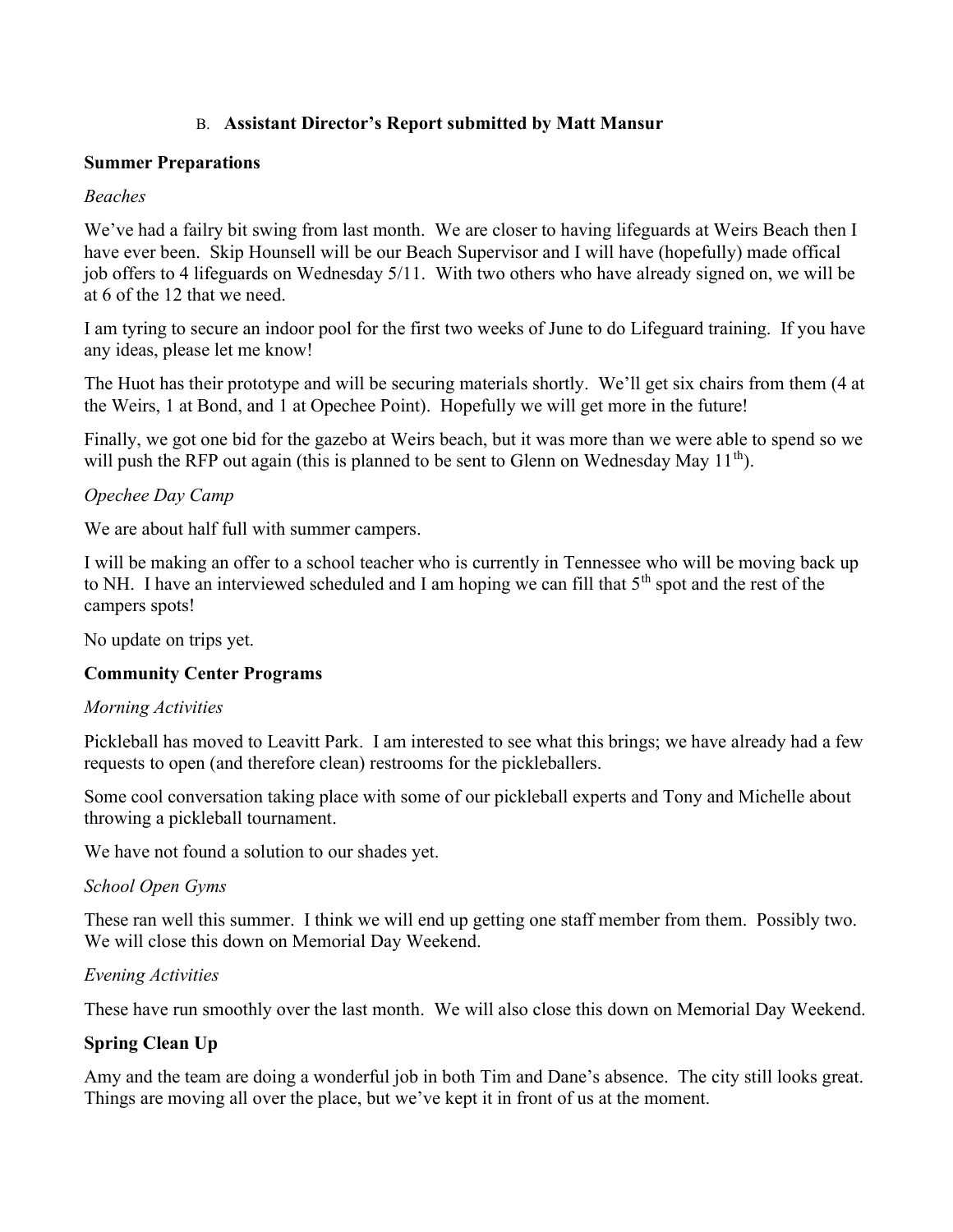### B. **Assistant Director's Report submitted by Matt Mansur**

**Summer Preparations**

*Beaches*

We've had a failry bit swing from last month. We are closer to having lifeguards at Weirs Beach then I have ever been. Skip Hounsell will be our Beach Supervisor and I will have (hopefully) made offical job offers to 4 lifeguards on Wednesday 5/11. With two others who have already signed on, we will be at 6 of the 12 that we need.

I am tyring to secure an indoor pool for the first two weeks of June to do Lifeguard training. If you have any ideas, please let me know!

The Huot has their prototype and will be securing materials shortly. We'll get six chairs from them (4 at the Weirs, 1 at Bond, and 1 at Opechee Point). Hopefully we will get more in the future!

Finally, we got one bid for the gazebo at Weirs beach, but it was more than we were able to spend so we will push the RFP out again (this is planned to be sent to Glenn on Wednesday May 11th).

*Opechee Day Camp*

We are about half full with summer campers.

I will be making an offer to a school teacher who is currently in Tennessee who will be moving back up to NH. I have an interviewed scheduled and I am hoping we can fill that 5th spot and the rest of the campers spots!

No update on trips yet.

**Community Center Programs**

*Morning Activities*

Pickleball has moved to Leavitt Park. I am interested to see what this brings; we have already had a few requests to open (and therefore clean) restrooms for the pickleballers.

Some cool conversation taking place with some of our pickleball experts and Tony and Michelle about throwing a pickleball tournament.

We have not found a solution to our shades yet.

*School Open Gyms*

These ran well this summer. I think we will end up getting one staff member from them. Possibly two. We will close this down on Memorial Day Weekend.

*Evening Activities*

These have run smoothly over the last month. We will also close this down on Memorial Day Weekend.

**Spring Clean Up**

Amy and the team are doing a wonderful job in both Tim and Dane's absence. The city still looks great. Things are moving all over the place, but we've kept it in front of us at the moment.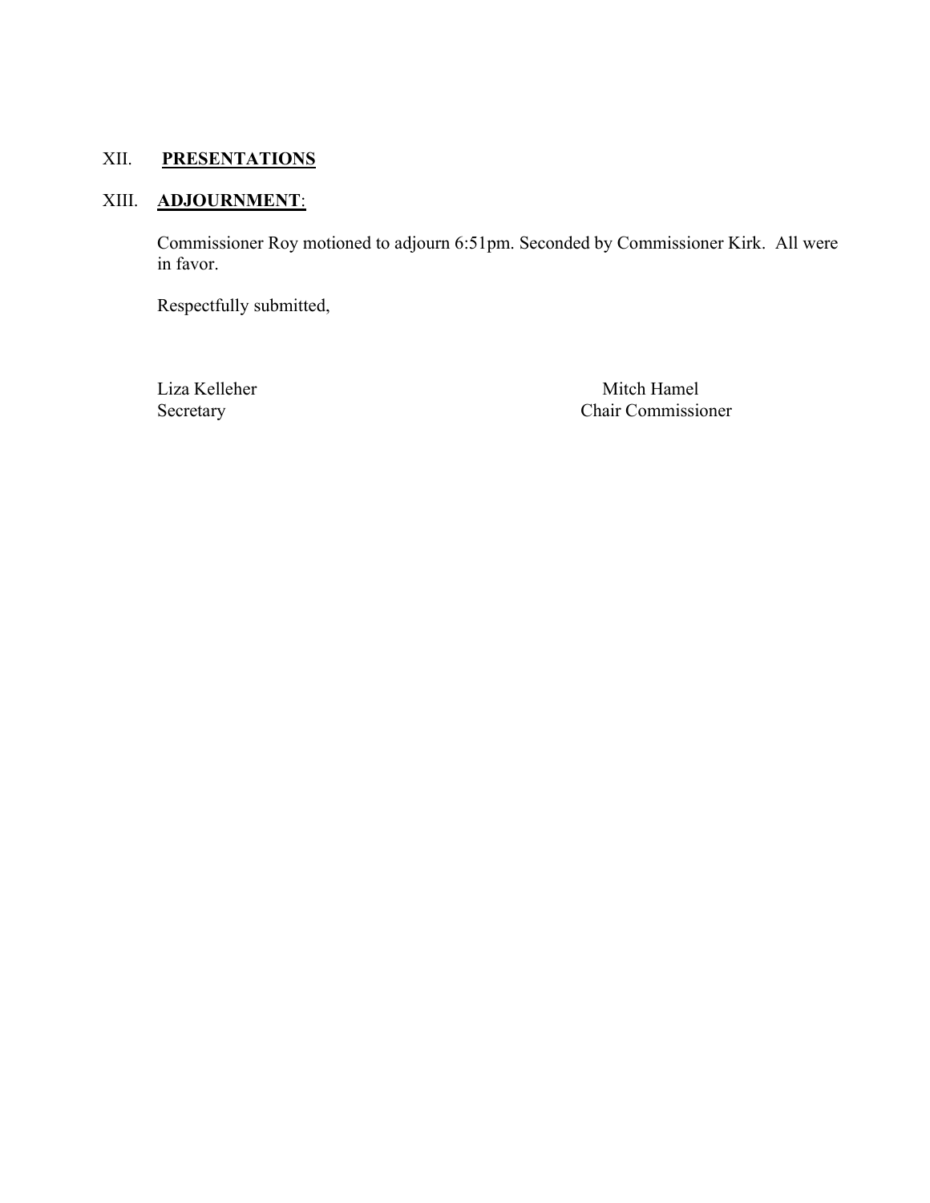## XII. **PRESENTATIONS**

## XIII. **ADJOURNMENT**:

Commissioner Roy motioned to adjourn 6:51pm. Seconded by Commissioner Kirk. All were in favor.

Respectfully submitted,

| | |
|---|---|
| Liza Kelleher | Mitch Hamel |
| Secretary | Chair Commissioner |